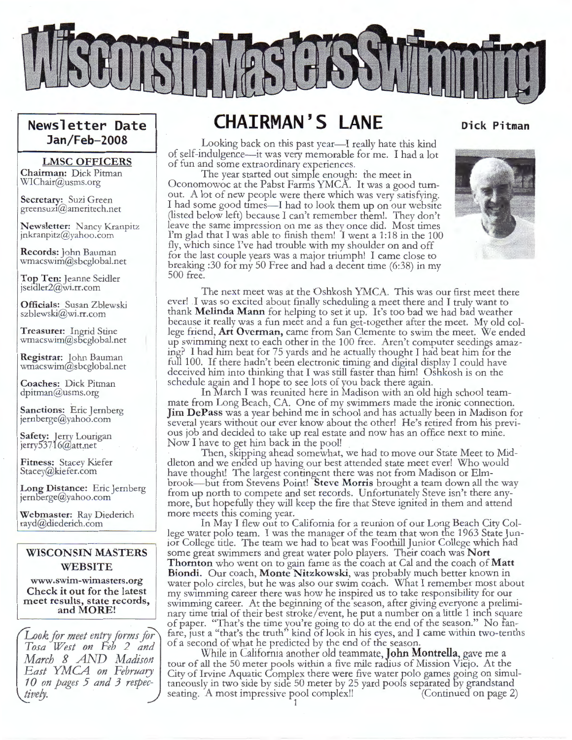# Wisconsin Masters Swimming

## Newsletter Date Jan/Feb-2008

**LMSC OFFICERS**

**Chairman:** Dick Pitman
WIChair@usms.org

**Secretary:** Suzi Green
greensuzi@ameritech.net

**Newsletter:** Nancy Kranpitz
jnkranpitz@yahoo.com

**Records:** John Bauman
wmacswim@sbcglobal.net

**Top Ten:** Jeanne Seidler
jseidler2@wi.rr.com

**Officials:** Susan Zblewski
szblewski@wi.rr.com

**Treasurer:** Ingrid Stine
wmacswim@sbcglobal.net

**Registrar:** John Bauman
wmacswim@sbcglobal.net

**Coaches:** Dick Pitman
dpitman@usms.org

**Sanctions:** Eric Jernberg
jernberge@yahoo.com

**Safety:** Jerry Lourigan
jerry53716@att.net

**Fitness:** Stacey Kiefer
Stacey@kiefer.com

**Long Distance:** Eric Jernberg
jernberge@yahoo.com

**Webmaster:** Ray Diederich
rayd@diederich.com

**WISCONSIN MASTERS WEBSITE**

**www.swim-wimasters.org**
**Check it out for the latest meet results, state records, and MORE!**

*Look for meet entry forms for Tosa West on Feb 2 and March 8 AND Madison East YMCA on February 10 on pages 5 and 3 respectively.*

## CHAIRMAN'S LANE

**Dick Pitman**

Looking back on this past year—I really hate this kind of self-indulgence—it was very memorable for me. I had a lot of fun and some extraordinary experiences.

The year started out simple enough: the meet in Oconomowoc at the Pabst Farms YMCA. It was a good turnout. A lot of new people were there which was very satisfying. I had some good times—I had to look them up on our website (listed below left) because I can't remember them!. They don't leave the same impression on me as they once did. Most times I'm glad that I was able to finish them! I went a 1:18 in the 100 fly, which since I've had trouble with my shoulder on and off for the last couple years was a major triumph! I came close to breaking :30 for my 50 Free and had a decent time (6:38) in my 500 free.

The next meet was at the Oshkosh YMCA. This was our first meet there ever! I was so excited about finally scheduling a meet there and I truly want to thank **Melinda Mann** for helping to set it up. It's too bad we had bad weather because it really was a fun meet and a fun get-together after the meet. My old college friend, **Art Overman,** came from San Clemente to swim the meet. We ended up swimming next to each other in the 100 free. Aren't computer seedings amazing? I had him beat for 75 yards and he actually thought I had beat him for the full 100. If there hadn't been electronic timing and digital display I could have deceived him into thinking that I was still faster than him! Oshkosh is on the schedule again and I hope to see lots of you back there again.

In March I was reunited here in Madison with an old high school teammate from Long Beach, CA. One of my swimmers made the ironic connection. **Jim DePass** was a year behind me in school and has actually been in Madison for several years without our ever know about the other! He's retired from his previous job and decided to take up real estate and now has an office next to mine. Now I have to get him back in the pool!

Then, skipping ahead somewhat, we had to move our State Meet to Middleton and we ended up having our best attended state meet ever! Who would have thought! The largest contingent there was not from Madison or Elmbrook—but from Stevens Point! **Steve Morris** brought a team down all the way from up north to compete and set records. Unfortunately Steve isn't there anymore, but hopefully they will keep the fire that Steve ignited in them and attend more meets this coming year.

In May I flew out to California for a reunion of our Long Beach City College water polo team. I was the manager of the team that won the 1963 State Junior College title. The team we had to beat was Foothill Junior College which had some great swimmers and great water polo players. Their coach was **Nort Thornton** who went on to gain fame as the coach at Cal and the coach of **Matt Biondi.** Our coach, **Monte Nitzkowski**, was probably much better known in water polo circles, but he was also our swim coach. What I remember most about my swimming career there was how he inspired us to take responsibility for our swimming career. At the beginning of the season, after giving everyone a preliminary time trial of their best stroke/event, he put a number on a little 1 inch square of paper. "That's the time you're going to do at the end of the season." No fanfare, just a "that's the truth" kind of look in his eyes, and I came within two-tenths of a second of what he predicted by the end of the season.

While in California another old teammate, **John Montrella**, gave me a tour of all the 50 meter pools within a five mile radius of Mission Viejo. At the City of Irvine Aquatic Complex there were five water polo games going on simultaneously in two side by side 50 meter by 25 yard pools separated by grandstand seating. A most impressive pool complex!! (Continued on page 2)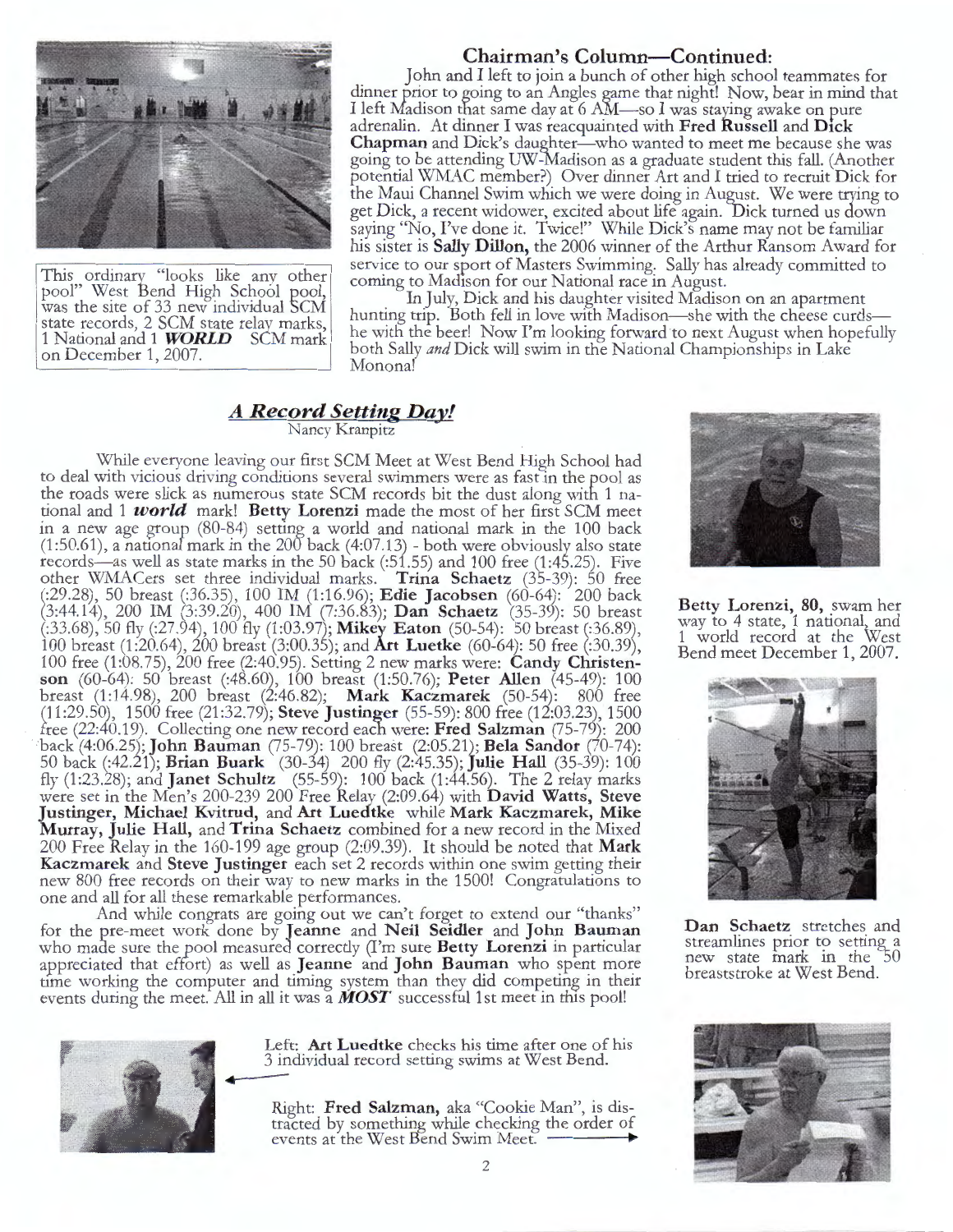This ordinary "looks like any other pool" West Bend High School pool, was the site of 33 new individual SCM state records, 2 SCM state relay marks, 1 National and 1 ***WORLD*** SCM mark on December 1, 2007.

## Chairman's Column—Continued:

John and I left to join a bunch of other high school teammates for dinner prior to going to an Angles game that night! Now, bear in mind that I left Madison that same day at 6 AM—so I was staying awake on pure adrenalin. At dinner I was reacquainted with **Fred Russell** and **Dick Chapman** and Dick's daughter—who wanted to meet me because she was going to be attending UW-Madison as a graduate student this fall. (Another potential WMAC member?) Over dinner Art and I tried to recruit Dick for the Maui Channel Swim which we were doing in August. We were trying to get Dick, a recent widower, excited about life again. Dick turned us down saying "No, I've done it. Twice!" While Dick's name may not be familiar his sister is **Sally Dillon,** the 2006 winner of the Arthur Ransom Award for service to our sport of Masters Swimming. Sally has already committed to coming to Madison for our National race in August.

In July, Dick and his daughter visited Madison on an apartment hunting trip. Both fell in love with Madison—she with the cheese curds—he with the beer! Now I'm looking forward to next August when hopefully both Sally *and* Dick will swim in the National Championships in Lake Monona!

## *A Record Setting Day!*

Nancy Kranpitz

While everyone leaving our first SCM Meet at West Bend High School had to deal with vicious driving conditions several swimmers were as fast in the pool as the roads were slick as numerous state SCM records bit the dust along with 1 national and 1 ***world*** mark! **Betty Lorenzi** made the most of her first SCM meet in a new age group (80-84) setting a world and national mark in the 100 back (1:50.61), a national mark in the 200 back (4:07.13) - both were obviously also state records—as well as state marks in the 50 back (:51.55) and 100 free (1:45.25). Five other WMACers set three individual marks. **Trina Schaetz** (35-39): 50 free (:29.28), 50 breast (:36.35), 100 IM (1:16.96); **Edie Jacobsen** (60-64): 200 back (3:44.14), 200 IM (3:39.20), 400 IM (7:36.83); **Dan Schaetz** (35-39): 50 breast (:33.68), 50 fly (:27.94), 100 fly (1:03.97); **Mikey Eaton** (50-54): 50 breast (:36.89), 100 breast (1:20.64), 200 breast (3:00.35); and **Art Luetke** (60-64): 50 free (:30.39), 100 free (1:08.75), 200 free (2:40.95). Setting 2 new marks were: **Candy Christenson** (60-64): 50 breast (:48.60), 100 breast (1:50.76); **Peter Allen** (45-49): 100 breast (1:14.98), 200 breast (2:46.82); **Mark Kaczmarek** (50-54): 800 free (11:29.50), 1500 free (21:32.79); **Steve Justinger** (55-59): 800 free (12:03.23), 1500 free (22:40.19). Collecting one new record each were: **Fred Salzman** (75-79): 200 back (4:06.25); **John Bauman** (75-79): 100 breast (2:05.21); **Bela Sandor** (70-74): 50 back (:42.21); **Brian Buark** (30-34) 200 fly (2:45.35); **Julie Hall** (35-39): 100 fly (1:23.28); and **Janet Schultz** (55-59): 100 back (1:44.56). The 2 relay marks were set in the Men's 200-239 200 Free Relay (2:09.64) with **David Watts, Steve Justinger, Michael Kvitrud,** and **Art Luedtke** while **Mark Kaczmarek, Mike Murray, Julie Hall,** and **Trina Schaetz** combined for a new record in the Mixed 200 Free Relay in the 160-199 age group (2:09.39). It should be noted that **Mark Kaczmarek** and **Steve Justinger** each set 2 records within one swim getting their new 800 free records on their way to new marks in the 1500! Congratulations to one and all for all these remarkable performances.

And while congrats are going out we can't forget to extend our "thanks" for the pre-meet work done by **Jeanne** and **Neil Seidler** and **John Bauman** who made sure the pool measured correctly (I'm sure **Betty Lorenzi** in particular appreciated that effort) as well as **Jeanne** and **John Bauman** who spent more time working the computer and timing system than they did competing in their events during the meet. All in all it was a ***MOST*** successful 1st meet in this pool!

**Betty Lorenzi, 80,** swam her way to 4 state, 1 national, and 1 world record at the West Bend meet December 1, 2007.

**Dan Schaetz** stretches and streamlines prior to setting a new state mark in the 50 breaststroke at West Bend.

Left: **Art Luedtke** checks his time after one of his 3 individual record setting swims at West Bend.

Right: **Fred Salzman,** aka "Cookie Man", is distracted by something while checking the order of events at the West Bend Swim Meet.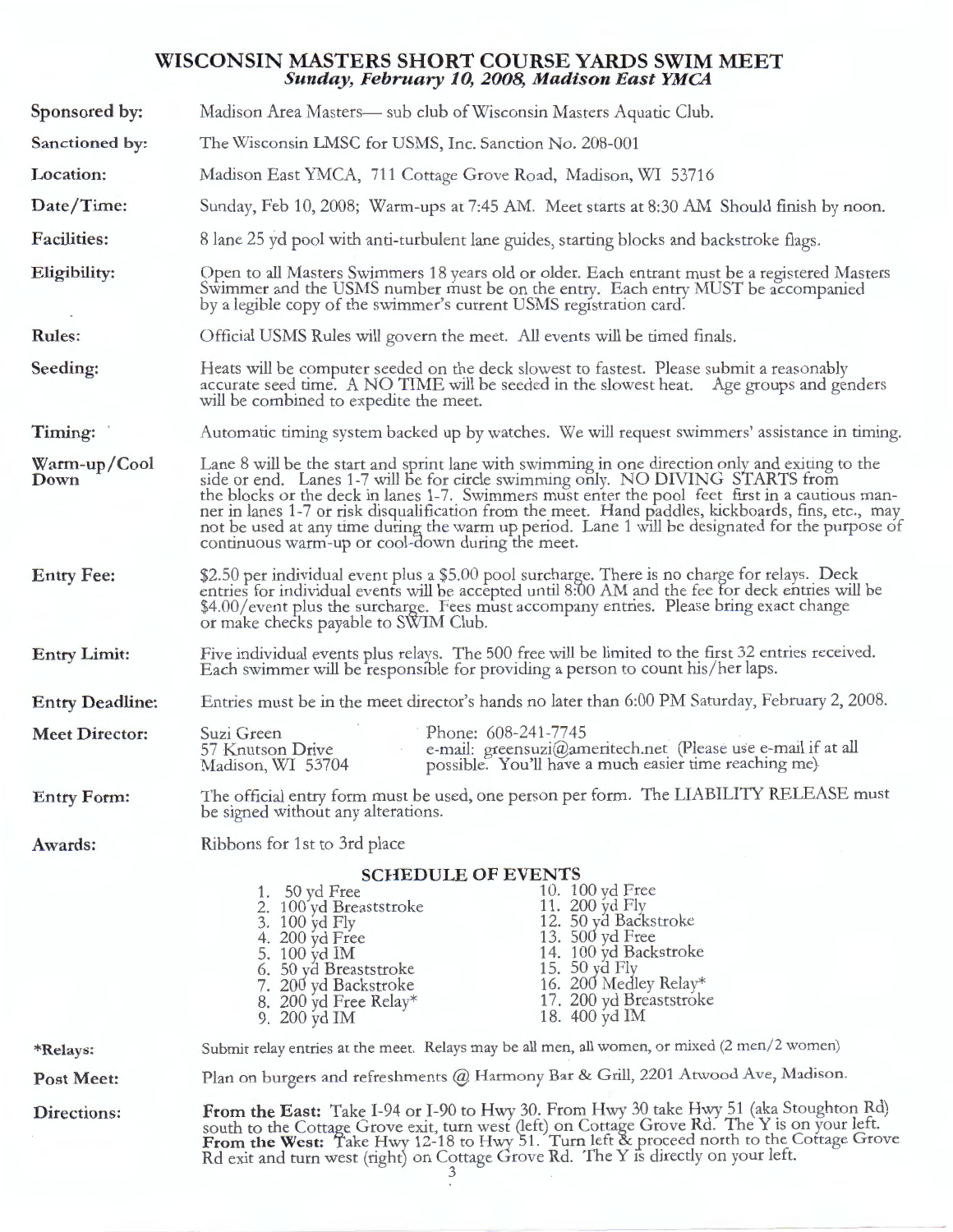# WISCONSIN MASTERS SHORT COURSE YARDS SWIM MEET

***Sunday, February 10, 2008, Madison East YMCA***

**Sponsored by:** Madison Area Masters— sub club of Wisconsin Masters Aquatic Club.

**Sanctioned by:** The Wisconsin LMSC for USMS, Inc. Sanction No. 208-001

**Location:** Madison East YMCA, 711 Cottage Grove Road, Madison, WI 53716

**Date/Time:** Sunday, Feb 10, 2008; Warm-ups at 7:45 AM. Meet starts at 8:30 AM Should finish by noon.

**Facilities:** 8 lane 25 yd pool with anti-turbulent lane guides, starting blocks and backstroke flags.

**Eligibility:** Open to all Masters Swimmers 18 years old or older. Each entrant must be a registered Masters Swimmer and the USMS number must be on the entry. Each entry MUST be accompanied by a legible copy of the swimmer's current USMS registration card.

**Rules:** Official USMS Rules will govern the meet. All events will be timed finals.

**Seeding:** Heats will be computer seeded on the deck slowest to fastest. Please submit a reasonably accurate seed time. A NO TIME will be seeded in the slowest heat. Age groups and genders will be combined to expedite the meet.

**Timing:** Automatic timing system backed up by watches. We will request swimmers' assistance in timing.

**Warm-up/Cool Down:** Lane 8 will be the start and sprint lane with swimming in one direction only and exiting to the side or end. Lanes 1-7 will be for circle swimming only. NO DIVING STARTS from the blocks or the deck in lanes 1-7. Swimmers must enter the pool feet first in a cautious manner in lanes 1-7 or risk disqualification from the meet. Hand paddles, kickboards, fins, etc., may not be used at any time during the warm up period. Lane 1 will be designated for the purpose of continuous warm-up or cool-down during the meet.

**Entry Fee:** $2.50 per individual event plus a $5.00 pool surcharge. There is no charge for relays. Deck entries for individual events will be accepted until 8:00 AM and the fee for deck entries will be $4.00/event plus the surcharge. Fees must accompany entries. Please bring exact change or make checks payable to SWIM Club.

**Entry Limit:** Five individual events plus relays. The 500 free will be limited to the first 32 entries received. Each swimmer will be responsible for providing a person to count his/her laps.

**Entry Deadline:** Entries must be in the meet director's hands no later than 6:00 PM Saturday, February 2, 2008.

**Meet Director:** Suzi Green, 57 Knutson Drive, Madison, WI 53704
Phone: 608-241-7745
e-mail: greensuzi@ameritech.net (Please use e-mail if at all possible. You'll have a much easier time reaching me)

**Entry Form:** The official entry form must be used, one person per form. The LIABILITY RELEASE must be signed without any alterations.

**Awards:** Ribbons for 1st to 3rd place

## SCHEDULE OF EVENTS

1. 50 yd Free
2. 100 yd Breaststroke
3. 100 yd Fly
4. 200 yd Free
5. 100 yd IM
6. 50 yd Breaststroke
7. 200 yd Backstroke
8. 200 yd Free Relay*
9. 200 yd IM
10. 100 yd Free
11. 200 yd Fly
12. 50 yd Backstroke
13. 500 yd Free
14. 100 yd Backstroke
15. 50 yd Fly
16. 200 Medley Relay*
17. 200 yd Breaststroke
18. 400 yd IM

**\*Relays:** Submit relay entries at the meet. Relays may be all men, all women, or mixed (2 men/2 women)

**Post Meet:** Plan on burgers and refreshments @ Harmony Bar & Grill, 2201 Atwood Ave, Madison.

**Directions:** **From the East:** Take I-94 or I-90 to Hwy 30. From Hwy 30 take Hwy 51 (aka Stoughton Rd) south to the Cottage Grove exit, turn west (left) on Cottage Grove Rd. The Y is on your left. **From the West:** Take Hwy 12-18 to Hwy 51. Turn left & proceed north to the Cottage Grove Rd exit and turn west (right) on Cottage Grove Rd. The Y is directly on your left.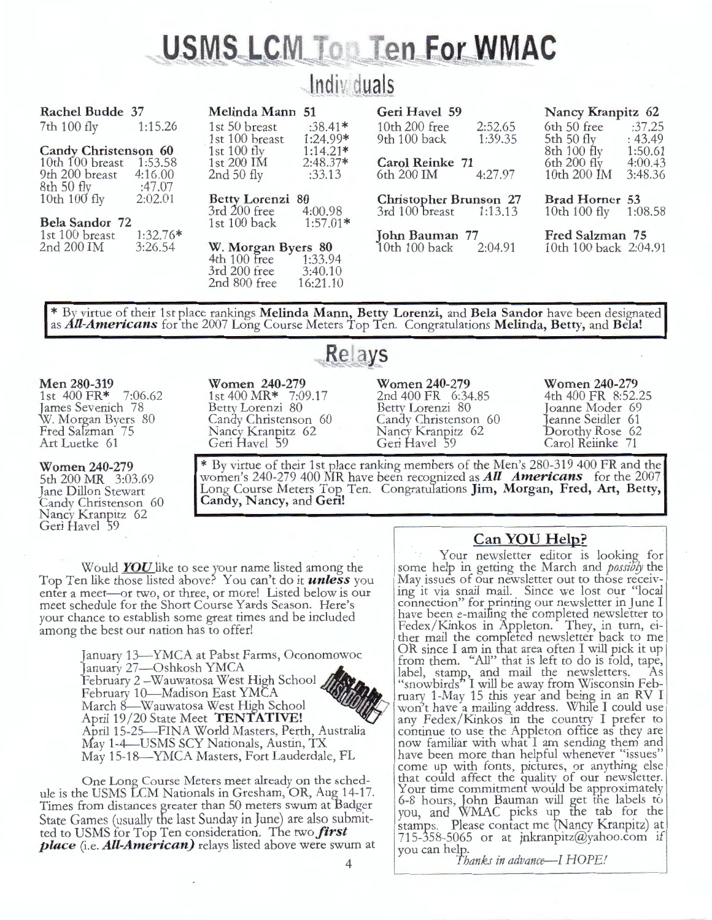# USMS LCM Top Ten For WMAC

## Individuals

**Rachel Budde 37**
7th 100 fly 1:15.26

**Candy Christenson 60**
10th 100 breast 1:53.58
9th 200 breast 4:16.00
8th 50 fly :47.07
10th 100 fly 2:02.01

**Bela Sandor 72**
1st 100 breast 1:32.76*
2nd 200 IM 3:26.54

**Melinda Mann 51**
1st 50 breast :38.41*
1st 100 breast 1:24.99*
1st 100 fly 1:14.21*
1st 200 IM 2:48.37*
2nd 50 fly :33.13

**Betty Lorenzi 80**
3rd 200 free 4:00.98
1st 100 back 1:57.01*

**W. Morgan Byers 80**
4th 100 free 1:33.94
3rd 200 free 3:40.10
2nd 800 free 16:21.10

**Geri Havel 59**
10th 200 free 2:52.65
9th 100 back 1:39.35

**Carol Reinke 71**
6th 200 IM 4:27.97

**Christopher Brunson 27**
3rd 100 breast 1:13.13

**John Bauman 77**
10th 100 back 2:04.91

**Nancy Kranpitz 62**
6th 50 free :37.25
5th 50 fly : 43.49
8th 100 fly 1:50.61
6th 200 fly 4:00.43
10th 200 IM 3:48.36

**Brad Horner 53**
10th 100 fly 1:08.58

**Fred Salzman 75**
10th 100 back 2:04.91

* By virtue of their 1st place rankings **Melinda Mann, Betty Lorenzi,** and **Bela Sandor** have been designated as ***All-Americans*** for the 2007 Long Course Meters Top Ten. Congratulations **Melinda, Betty,** and **Bela!**

## Relays

**Men 280-319**
1st 400 FR* 7:06.62
James Sevenich 78
W. Morgan Byers 80
Fred Salzman 75
Art Luetke 61

**Women 240-279**
1st 400 MR* 7:09.17
Betty Lorenzi 80
Candy Christenson 60
Nancy Kranpitz 62
Geri Havel 59

**Women 240-279**
2nd 400 FR 6:34.85
Betty Lorenzi 80
Candy Christenson 60
Nancy Kranpitz 62
Geri Havel 59

**Women 240-279**
4th 400 FR 8:52.25
Joanne Moder 69
Jeanne Seidler 61
Dorothy Rose 62
Carol Reinke 71

**Women 240-279**
5th 200 MR 3:03.69
Jane Dillon Stewart
Candy Christenson 60
Nancy Kranpitz 62
Geri Havel 59

* By virtue of their 1st place ranking members of the Men's 280-319 400 FR and the women's 240-279 400 MR have been recognized as ***All Americans*** for the 2007 Long Course Meters Top Ten. Congratulations **Jim, Morgan, Fred, Art, Betty, Candy, Nancy,** and **Geri!**

Would ***YOU*** like to see your name listed among the Top Ten like those listed above? You can't do it ***unless*** you enter a meet—or two, or three, or more! Listed below is our meet schedule for the Short Course Yards Season. Here's your chance to establish some great times and be included among the best our nation has to offer!

January 13—YMCA at Pabst Farms, Oconomowoc
January 27—Oshkosh YMCA
February 2 –Wauwatosa West High School
February 10—Madison East YMCA
March 8—Wauwatosa West High School
April 19/20 State Meet **TENTATIVE!**
April 15-25—FINA World Masters, Perth, Australia
May 1-4—USMS SCY Nationals, Austin, TX
May 15-18—YMCA Masters, Fort Lauderdale, FL

One Long Course Meters meet already on the schedule is the USMS LCM Nationals in Gresham, OR, Aug 14-17. Times from distances greater than 50 meters swum at Badger State Games (usually the last Sunday in June) are also submitted to USMS for Top Ten consideration. The two ***first place*** (i.e. ***All-American***) relays listed above were swum at

### Can YOU Help?

Your newsletter editor is looking for some help in getting the March and *possibly* the May issues of our newsletter out to those receiving it via snail mail. Since we lost our "local connection" for printing our newsletter in June I have been e-mailing the completed newsletter to Fedex/Kinkos in Appleton. They, in turn, either mail the completed newsletter back to me OR since I am in that area often I will pick it up from them. "All" that is left to do is fold, tape, label, stamp, and mail the newsletters. As "snowbirds" I will be away from Wisconsin February 1-May 15 this year and being in an RV I won't have a mailing address. While I could use any Fedex/Kinkos in the country I prefer to continue to use the Appleton office as they are now familiar with what I am sending them and have been more than helpful whenever "issues" come up with fonts, pictures, or anything else that could affect the quality of our newsletter. Your time commitment would be approximately 6-8 hours, John Bauman will get the labels to you, and WMAC picks up the tab for the stamps. Please contact me (Nancy Kranpitz) at 715-358-5065 or at jnkranpitz@yahoo.com if you can help.

*Thanks in advance—I HOPE!*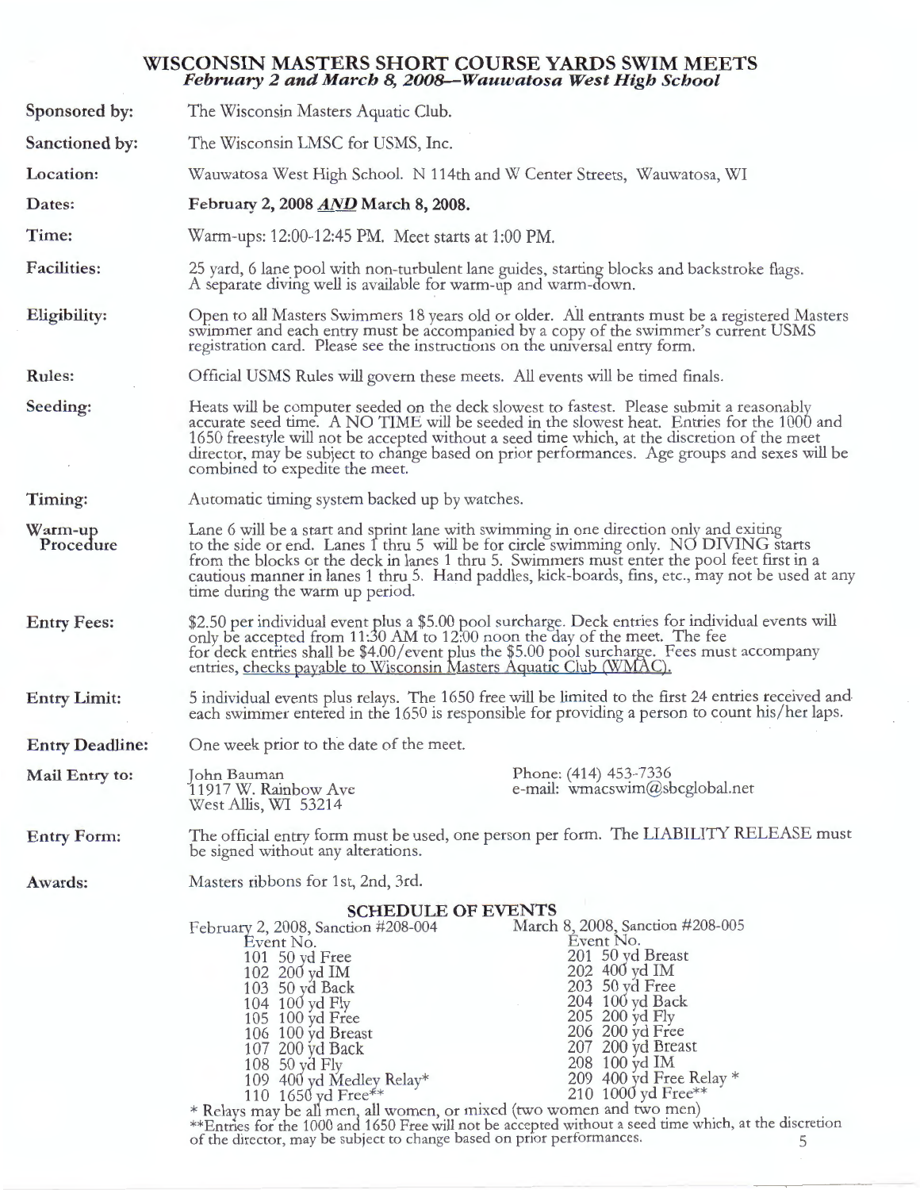# WISCONSIN MASTERS SHORT COURSE YARDS SWIM MEETS

***February 2 and March 8, 2008--Wauwatosa West High School***

**Sponsored by:** The Wisconsin Masters Aquatic Club.

**Sanctioned by:** The Wisconsin LMSC for USMS, Inc.

**Location:** Wauwatosa West High School. N 114th and W Center Streets, Wauwatosa, WI

**Dates:** **February 2, 2008 *AND* March 8, 2008.**

**Time:** Warm-ups: 12:00-12:45 PM. Meet starts at 1:00 PM.

**Facilities:** 25 yard, 6 lane pool with non-turbulent lane guides, starting blocks and backstroke flags. A separate diving well is available for warm-up and warm-down.

**Eligibility:** Open to all Masters Swimmers 18 years old or older. All entrants must be a registered Masters swimmer and each entry must be accompanied by a copy of the swimmer's current USMS registration card. Please see the instructions on the universal entry form.

**Rules:** Official USMS Rules will govern these meets. All events will be timed finals.

**Seeding:** Heats will be computer seeded on the deck slowest to fastest. Please submit a reasonably accurate seed time. A NO TIME will be seeded in the slowest heat. Entries for the 1000 and 1650 freestyle will not be accepted without a seed time which, at the discretion of the meet director, may be subject to change based on prior performances. Age groups and sexes will be combined to expedite the meet.

**Timing:** Automatic timing system backed up by watches.

**Warm-up Procedure** Lane 6 will be a start and sprint lane with swimming in one direction only and exiting to the side or end. Lanes 1 thru 5 will be for circle swimming only. NO DIVING starts from the blocks or the deck in lanes 1 thru 5. Swimmers must enter the pool feet first in a cautious manner in lanes 1 thru 5. Hand paddles, kick-boards, fins, etc., may not be used at any time during the warm up period.

**Entry Fees:** $2.50 per individual event plus a $5.00 pool surcharge. Deck entries for individual events will only be accepted from 11:30 AM to 12:00 noon the day of the meet. The fee for deck entries shall be $4.00/event plus the $5.00 pool surcharge. Fees must accompany entries, checks payable to Wisconsin Masters Aquatic Club (WMAC).

**Entry Limit:** 5 individual events plus relays. The 1650 free will be limited to the first 24 entries received and each swimmer entered in the 1650 is responsible for providing a person to count his/her laps.

**Entry Deadline:** One week prior to the date of the meet.

**Mail Entry to:** John Bauman, 11917 W. Rainbow Ave, West Allis, WI 53214 — Phone: (414) 453-7336, e-mail: wmacswim@sbcglobal.net

**Entry Form:** The official entry form must be used, one person per form. The LIABILITY RELEASE must be signed without any alterations.

**Awards:** Masters ribbons for 1st, 2nd, 3rd.

## SCHEDULE OF EVENTS

| February 2, 2008, Sanction #208-004 | March 8, 2008, Sanction #208-005 |
|---|---|
| Event No. | Event No. |
| 101 50 yd Free | 201 50 yd Breast |
| 102 200 yd IM | 202 400 yd IM |
| 103 50 yd Back | 203 50 yd Free |
| 104 100 yd Fly | 204 100 yd Back |
| 105 100 yd Free | 205 200 yd Fly |
| 106 100 yd Breast | 206 200 yd Free |
| 107 200 yd Back | 207 200 yd Breast |
| 108 50 yd Fly | 208 100 yd IM |
| 109 400 yd Medley Relay* | 209 400 yd Free Relay * |
| 110 1650 yd Free** | 210 1000 yd Free** |

\* Relays may be all men, all women, or mixed (two women and two men)

\*\*Entries for the 1000 and 1650 Free will not be accepted without a seed time which, at the discretion of the director, may be subject to change based on prior performances.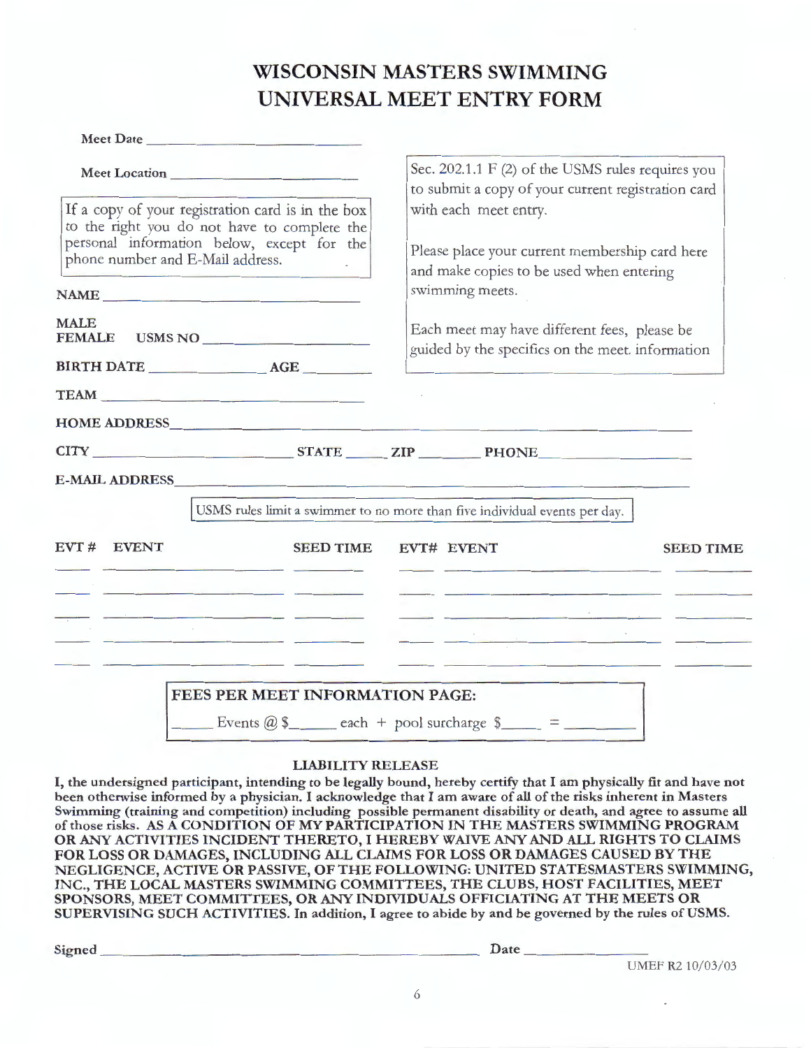# WISCONSIN MASTERS SWIMMING
# UNIVERSAL MEET ENTRY FORM

**Meet Date** ____________________

**Meet Location** ____________________

If a copy of your registration card is in the box to the right you do not have to complete the personal information below, except for the phone number and E-Mail address.

Sec. 202.1.1 F (2) of the USMS rules requires you to submit a copy of your current registration card with each meet entry.

Please place your current membership card here and make copies to be used when entering swimming meets.

Each meet may have different fees, please be guided by the specifics on the meet information

**NAME** ____________________

**MALE**
**FEMALE** **USMS NO** ____________________

**BIRTH DATE** ______________ **AGE** ________

**TEAM** ____________________

**HOME ADDRESS** ____________________________________________

**CITY** ____________________ **STATE** _____ **ZIP** _______ **PHONE** ______________

**E-MAIL ADDRESS** ____________________________________________

USMS rules limit a swimmer to no more than five individual events per day.

| EVT # | EVENT | SEED TIME | EVT# | EVENT | SEED TIME |
|---|---|---|---|---|---|
| | | | | | |
| | | | | | |
| | | | | | |
| | | | | | |
| | | | | | |

**FEES PER MEET INFORMATION PAGE:**

_____ Events @ $_____ each + pool surcharge $_____ = ________

**LIABILITY RELEASE**

**I, the undersigned participant, intending to be legally bound, hereby certify that I am physically fit and have not been otherwise informed by a physician. I acknowledge that I am aware of all of the risks inherent in Masters Swimming (training and competition) including possible permanent disability or death, and agree to assume all of those risks. AS A CONDITION OF MY PARTICIPATION IN THE MASTERS SWIMMING PROGRAM OR ANY ACTIVITIES INCIDENT THERETO, I HEREBY WAIVE ANY AND ALL RIGHTS TO CLAIMS FOR LOSS OR DAMAGES, INCLUDING ALL CLAIMS FOR LOSS OR DAMAGES CAUSED BY THE NEGLIGENCE, ACTIVE OR PASSIVE, OF THE FOLLOWING: UNITED STATESMASTERS SWIMMING, INC., THE LOCAL MASTERS SWIMMING COMMITTEES, THE CLUBS, HOST FACILITIES, MEET SPONSORS, MEET COMMITTEES, OR ANY INDIVIDUALS OFFICIATING AT THE MEETS OR SUPERVISING SUCH ACTIVITIES. In addition, I agree to abide by and be governed by the rules of USMS.**

**Signed** ______________________________ **Date** ______________

UMEF R2 10/03/03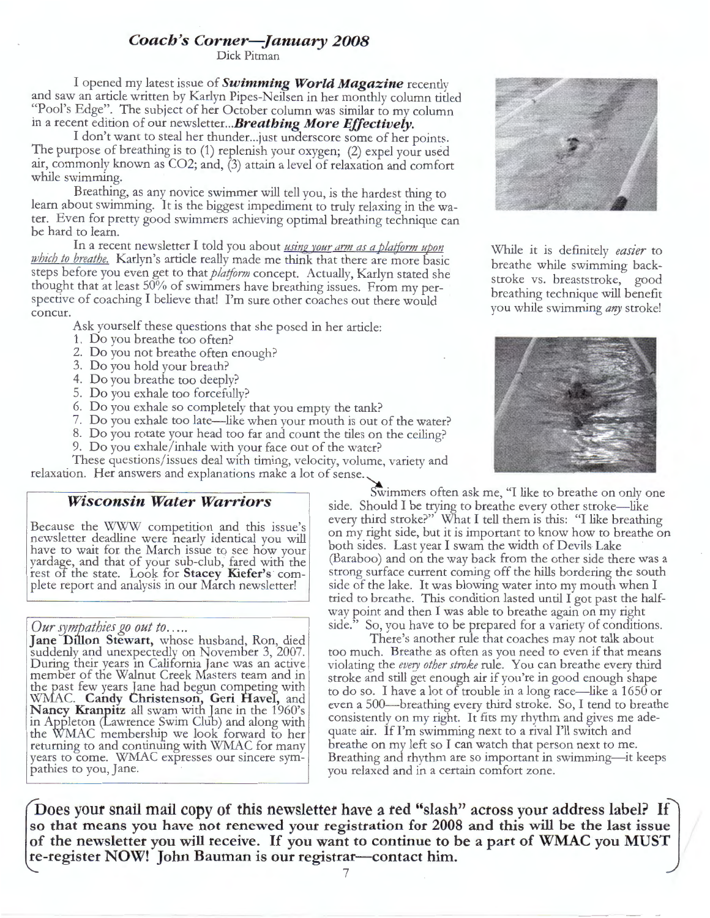## *Coach's Corner—January 2008*

Dick Pitman

I opened my latest issue of ***Swimming World Magazine*** recently and saw an article written by Karlyn Pipes-Neilsen in her monthly column titled "Pool's Edge". The subject of her October column was similar to my column in a recent edition of our newsletter...***Breathing More Effectively***.

I don't want to steal her thunder...just underscore some of her points. The purpose of breathing is to (1) replenish your oxygen; (2) expel your used air, commonly known as $CO_2$; and, (3) attain a level of relaxation and comfort while swimming.

Breathing, as any novice swimmer will tell you, is the hardest thing to learn about swimming. It is the biggest impediment to truly relaxing in the water. Even for pretty good swimmers achieving optimal breathing technique can be hard to learn.

In a recent newsletter I told you about *using your arm as a platform upon which to breathe.* Karlyn's article really made me think that there are more basic steps before you even get to that *platform* concept. Actually, Karlyn stated she thought that at least 50% of swimmers have breathing issues. From my perspective of coaching I believe that! I'm sure other coaches out there would concur.

Ask yourself these questions that she posed in her article:

1. Do you breathe too often?
2. Do you not breathe often enough?
3. Do you hold your breath?
4. Do you breathe too deeply?
5. Do you exhale too forcefully?
6. Do you exhale so completely that you empty the tank?
7. Do you exhale too late—like when your mouth is out of the water?
8. Do you rotate your head too far and count the tiles on the ceiling?
9. Do you exhale/inhale with your face out of the water?

These questions/issues deal with timing, velocity, volume, variety and relaxation. Her answers and explanations make a lot of sense.

While it is definitely *easier* to breathe while swimming backstroke vs. breaststroke, good breathing technique will benefit you while swimming *any* stroke!

Swimmers often ask me, "I like to breathe on only one side. Should I be trying to breathe every other stroke—like every third stroke?" What I tell them is this: "I like breathing on my right side, but it is important to know how to breathe on both sides. Last year I swam the width of Devils Lake (Baraboo) and on the way back from the other side there was a strong surface current coming off the hills bordering the south side of the lake. It was blowing water into my mouth when I tried to breathe. This condition lasted until I got past the halfway point and then I was able to breathe again on my right side." So, you have to be prepared for a variety of conditions.

There's another rule that coaches may not talk about too much. Breathe as often as you need to even if that means violating the *every other stroke* rule. You can breathe every third stroke and still get enough air if you're in good enough shape to do so. I have a lot of trouble in a long race—like a 1650 or even a 500—breathing every third stroke. So, I tend to breathe consistently on my right. It fits my rhythm and gives me adequate air. If I'm swimming next to a rival I'll switch and breathe on my left so I can watch that person next to me. Breathing and rhythm are so important in swimming—it keeps you relaxed and in a certain comfort zone.

### *Wisconsin Water Warriors*

Because the WWW competition and this issue's newsletter deadline were nearly identical you will have to wait for the March issue to see how your yardage, and that of your sub-club, fared with the rest of the state. Look for **Stacey Kiefer's** complete report and analysis in our March newsletter!

### *Our sympathies go out to.....*

**Jane Dillon Stewart,** whose husband, Ron, died suddenly and unexpectedly on November 3, 2007. During their years in California Jane was an active member of the Walnut Creek Masters team and in the past few years Jane had begun competing with WMAC. **Candy Christenson, Geri Havel,** and **Nancy Kranpitz** all swam with Jane in the 1960's in Appleton (Lawrence Swim Club) and along with the WMAC membership we look forward to her returning to and continuing with WMAC for many years to come. WMAC expresses our sincere sympathies to you, Jane.

**Does your snail mail copy of this newsletter have a red "slash" across your address label? If so that means you have not renewed your registration for 2008 and this will be the last issue of the newsletter you will receive. If you want to continue to be a part of WMAC you MUST re-register NOW! John Bauman is our registrar—contact him.**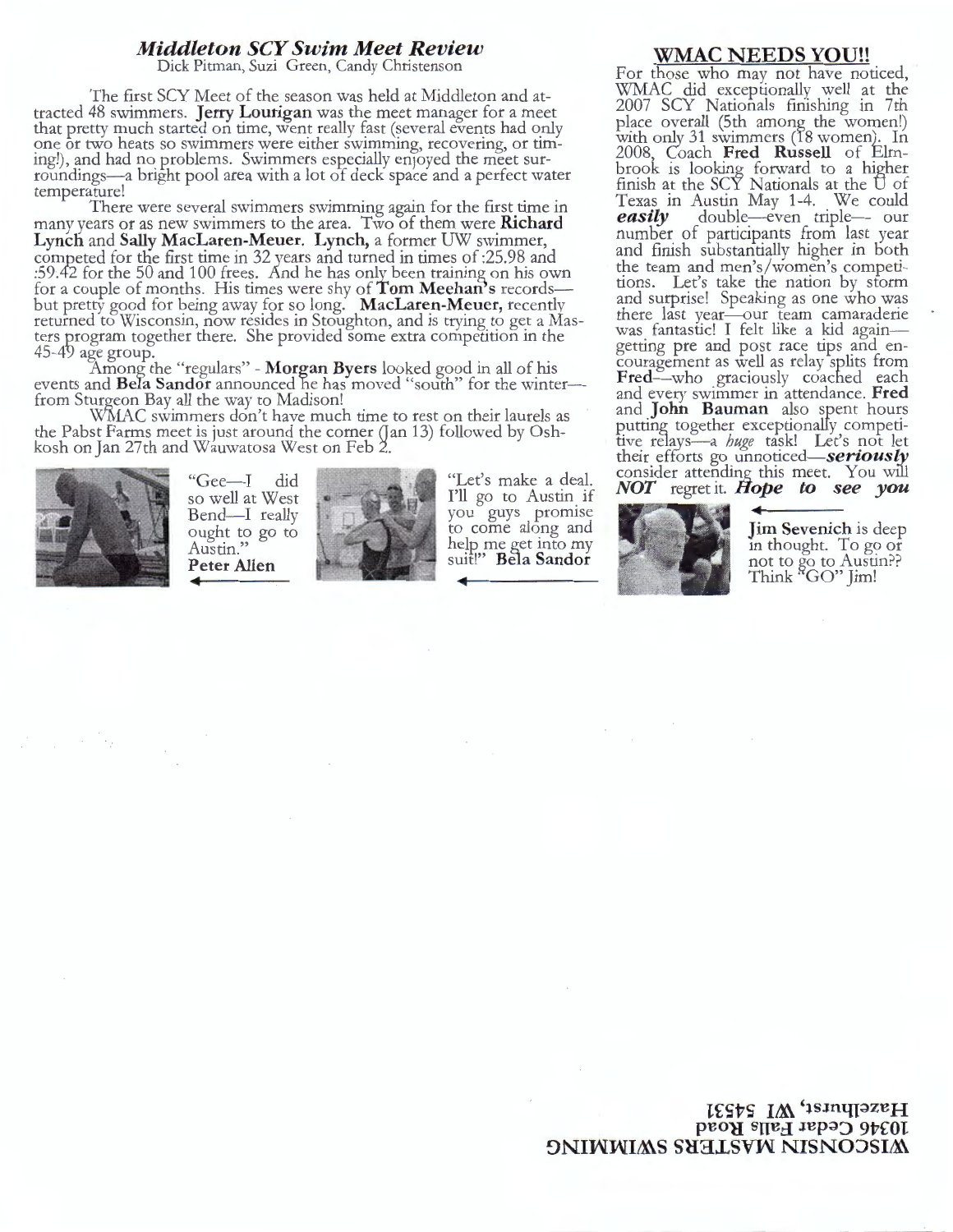## *Middleton SCY Swim Meet Review*

Dick Pitman, Suzi Green, Candy Christenson

The first SCY Meet of the season was held at Middleton and attracted 48 swimmers. **Jerry Lourigan** was the meet manager for a meet that pretty much started on time, went really fast (several events had only one or two heats so swimmers were either swimming, recovering, or timing!), and had no problems. Swimmers especially enjoyed the meet surroundings—a bright pool area with a lot of deck space and a perfect water temperature!

There were several swimmers swimming again for the first time in many years or as new swimmers to the area. Two of them were **Richard Lynch** and **Sally MacLaren-Meuer. Lynch,** a former UW swimmer, competed for the first time in 32 years and turned in times of :25.98 and :59.42 for the 50 and 100 frees. And he has only been training on his own for a couple of months. His times were shy of **Tom Meehan's** records—but pretty good for being away for so long. **MacLaren-Meuer,** recently returned to Wisconsin, now resides in Stoughton, and is trying to get a Masters program together there. She provided some extra competition in the 45-49 age group.

Among the "regulars" - **Morgan Byers** looked good in all of his events and **Bela Sandor** announced he has moved "south" for the winter—from Sturgeon Bay all the way to Madison!

WMAC swimmers don't have much time to rest on their laurels as the Pabst Farms meet is just around the corner (Jan 13) followed by Oshkosh on Jan 27th and Wauwatosa West on Feb 2.

"Gee—I did so well at West Bend—I really ought to go to Austin." **Peter Allen**

"Let's make a deal. I'll go to Austin if you guys promise to come along and help me get into my suit!" **Bela Sandor**

## WMAC NEEDS YOU!!

For those who may not have noticed, WMAC did exceptionally well at the 2007 SCY Nationals finishing in 7th place overall (5th among the women!) with only 31 swimmers (18 women). In 2008, Coach **Fred Russell** of Elmbrook is looking forward to a higher finish at the SCY Nationals at the U of Texas in Austin May 1-4. We could ***easily*** double—even triple— our number of participants from last year and finish substantially higher in both the team and men's/women's competitions. Let's take the nation by storm and surprise! Speaking as one who was there last year—our team camaraderie was fantastic! I felt like a kid again—getting pre and post race tips and encouragement as well as relay splits from **Fred**—who graciously coached each and every swimmer in attendance. **Fred** and **John Bauman** also spent hours putting together exceptionally competitive relays—a *huge* task! Let's not let their efforts go unnoticed—***seriously*** consider attending this meet. You will ***NOT*** regret it. ***Hope to see you***

**Jim Sevenich** is deep in thought. To go or not to go to Austin?? Think "GO" Jim!

WISCONSIN MASTERS SWIMMING
10346 Cedar Falls Road
Hazelhurst, WI 54531